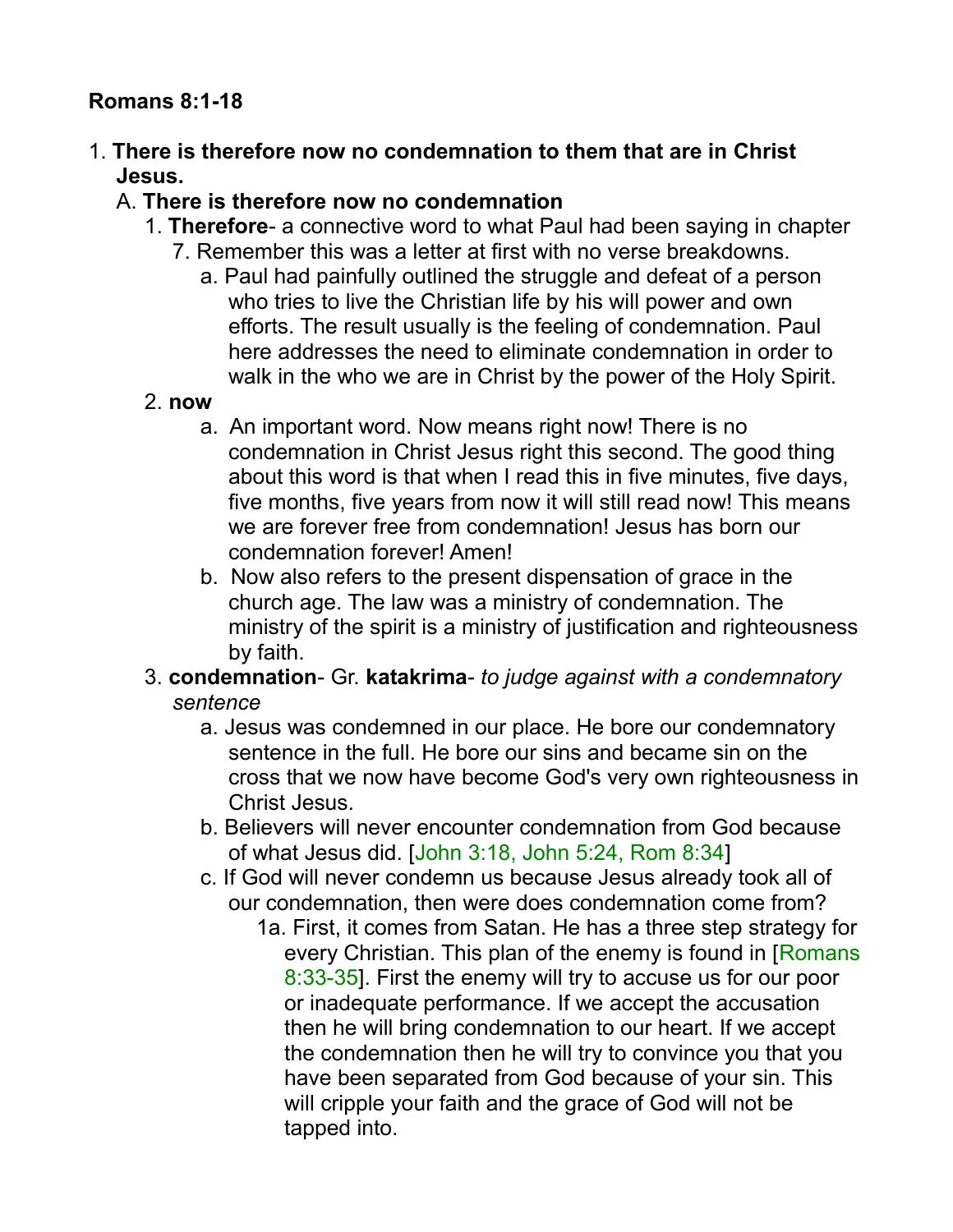**Romans 8:1-18**

1. **There is therefore now no condemnation to them that are in Christ Jesus.**
   - A. **There is therefore now no condemnation**
     1. **Therefore**- a connective word to what Paul had been saying in chapter 7. Remember this was a letter at first with no verse breakdowns.
        - a. Paul had painfully outlined the struggle and defeat of a person who tries to live the Christian life by his will power and own efforts. The result usually is the feeling of condemnation. Paul here addresses the need to eliminate condemnation in order to walk in the who we are in Christ by the power of the Holy Spirit.
     2. **now**
        - a. An important word. Now means right now! There is no condemnation in Christ Jesus right this second. The good thing about this word is that when I read this in five minutes, five days, five months, five years from now it will still read now! This means we are forever free from condemnation! Jesus has born our condemnation forever! Amen!
        - b. Now also refers to the present dispensation of grace in the church age. The law was a ministry of condemnation. The ministry of the spirit is a ministry of justification and righteousness by faith.
     3. **condemnation**- Gr. **katakrima**- *to judge against with a condemnatory sentence*
        - a. Jesus was condemned in our place. He bore our condemnatory sentence in the full. He bore our sins and became sin on the cross that we now have become God's very own righteousness in Christ Jesus.
        - b. Believers will never encounter condemnation from God because of what Jesus did. [John 3:18, John 5:24, Rom 8:34]
        - c. If God will never condemn us because Jesus already took all of our condemnation, then were does condemnation come from?
          - 1a. First, it comes from Satan. He has a three step strategy for every Christian. This plan of the enemy is found in [Romans 8:33-35]. First the enemy will try to accuse us for our poor or inadequate performance. If we accept the accusation then he will bring condemnation to our heart. If we accept the condemnation then he will try to convince you that you have been separated from God because of your sin. This will cripple your faith and the grace of God will not be tapped into.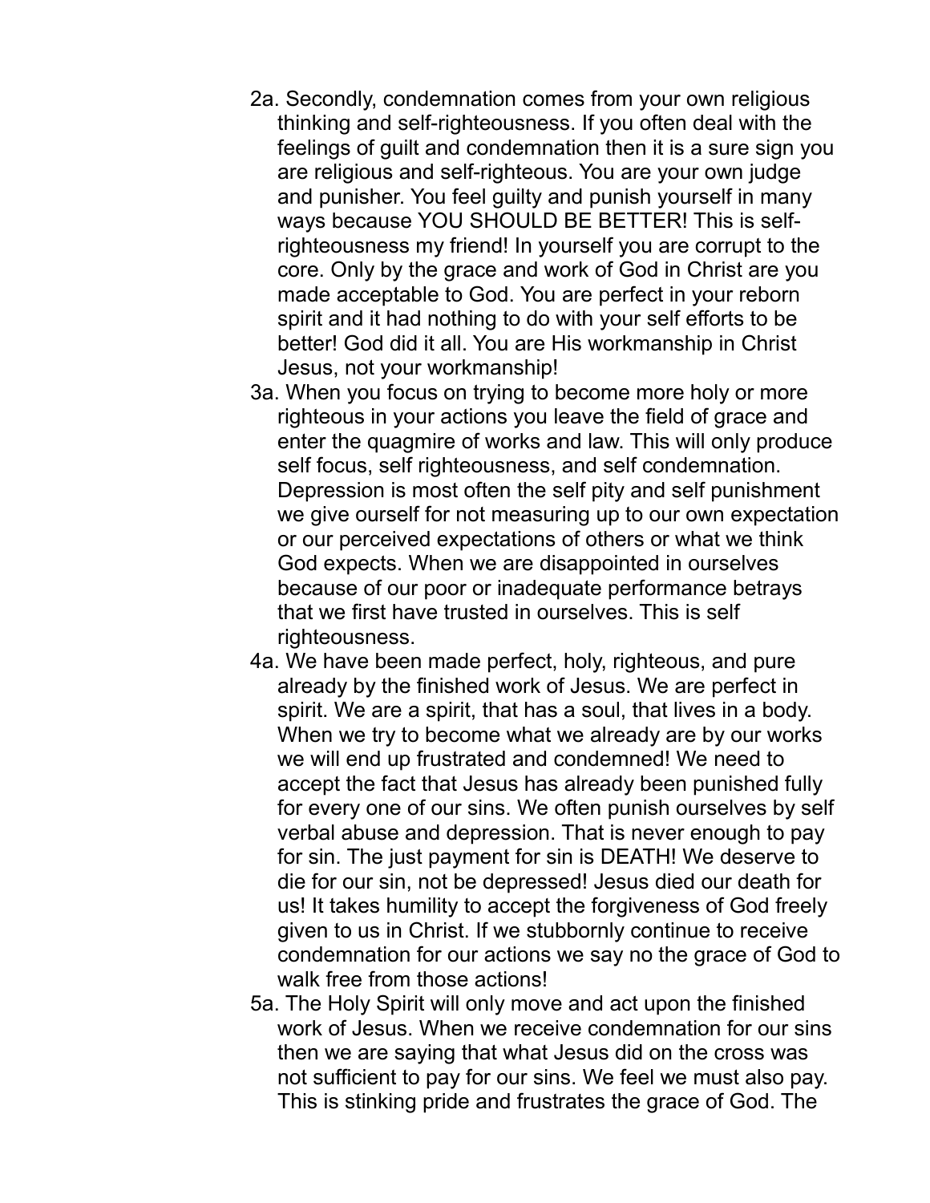2a. Secondly, condemnation comes from your own religious thinking and self-righteousness. If you often deal with the feelings of guilt and condemnation then it is a sure sign you are religious and self-righteous. You are your own judge and punisher. You feel guilty and punish yourself in many ways because YOU SHOULD BE BETTER! This is self-righteousness my friend! In yourself you are corrupt to the core. Only by the grace and work of God in Christ are you made acceptable to God. You are perfect in your reborn spirit and it had nothing to do with your self efforts to be better! God did it all. You are His workmanship in Christ Jesus, not your workmanship!

3a. When you focus on trying to become more holy or more righteous in your actions you leave the field of grace and enter the quagmire of works and law. This will only produce self focus, self righteousness, and self condemnation. Depression is most often the self pity and self punishment we give ourself for not measuring up to our own expectation or our perceived expectations of others or what we think God expects. When we are disappointed in ourselves because of our poor or inadequate performance betrays that we first have trusted in ourselves. This is self righteousness.

4a. We have been made perfect, holy, righteous, and pure already by the finished work of Jesus. We are perfect in spirit. We are a spirit, that has a soul, that lives in a body. When we try to become what we already are by our works we will end up frustrated and condemned! We need to accept the fact that Jesus has already been punished fully for every one of our sins. We often punish ourselves by self verbal abuse and depression. That is never enough to pay for sin. The just payment for sin is DEATH! We deserve to die for our sin, not be depressed! Jesus died our death for us! It takes humility to accept the forgiveness of God freely given to us in Christ. If we stubbornly continue to receive condemnation for our actions we say no the grace of God to walk free from those actions!

5a. The Holy Spirit will only move and act upon the finished work of Jesus. When we receive condemnation for our sins then we are saying that what Jesus did on the cross was not sufficient to pay for our sins. We feel we must also pay. This is stinking pride and frustrates the grace of God. The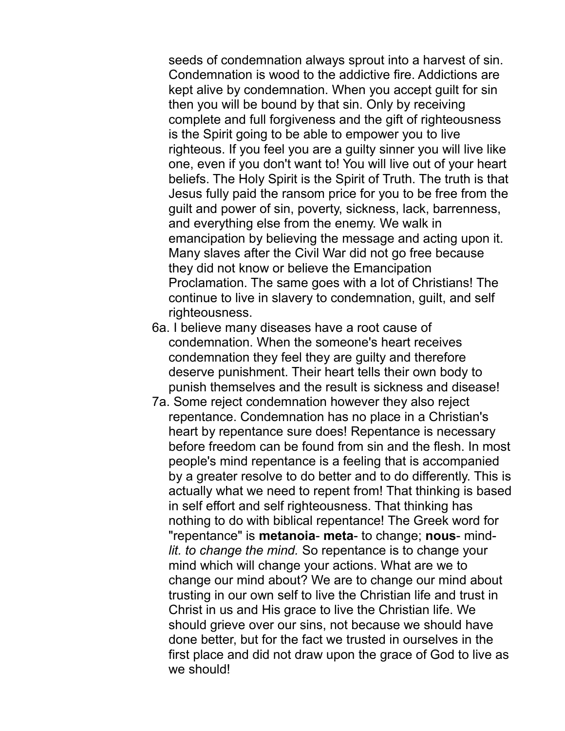seeds of condemnation always sprout into a harvest of sin. Condemnation is wood to the addictive fire. Addictions are kept alive by condemnation. When you accept guilt for sin then you will be bound by that sin. Only by receiving complete and full forgiveness and the gift of righteousness is the Spirit going to be able to empower you to live righteous. If you feel you are a guilty sinner you will live like one, even if you don't want to! You will live out of your heart beliefs. The Holy Spirit is the Spirit of Truth. The truth is that Jesus fully paid the ransom price for you to be free from the guilt and power of sin, poverty, sickness, lack, barrenness, and everything else from the enemy. We walk in emancipation by believing the message and acting upon it. Many slaves after the Civil War did not go free because they did not know or believe the Emancipation Proclamation. The same goes with a lot of Christians! The continue to live in slavery to condemnation, guilt, and self righteousness.

6a. I believe many diseases have a root cause of condemnation. When the someone's heart receives condemnation they feel they are guilty and therefore deserve punishment. Their heart tells their own body to punish themselves and the result is sickness and disease!

7a. Some reject condemnation however they also reject repentance. Condemnation has no place in a Christian's heart by repentance sure does! Repentance is necessary before freedom can be found from sin and the flesh. In most people's mind repentance is a feeling that is accompanied by a greater resolve to do better and to do differently. This is actually what we need to repent from! That thinking is based in self effort and self righteousness. That thinking has nothing to do with biblical repentance! The Greek word for "repentance" is **metanoia**- **meta**- to change; **nous**- mind- *lit. to change the mind.* So repentance is to change your mind which will change your actions. What are we to change our mind about? We are to change our mind about trusting in our own self to live the Christian life and trust in Christ in us and His grace to live the Christian life. We should grieve over our sins, not because we should have done better, but for the fact we trusted in ourselves in the first place and did not draw upon the grace of God to live as we should!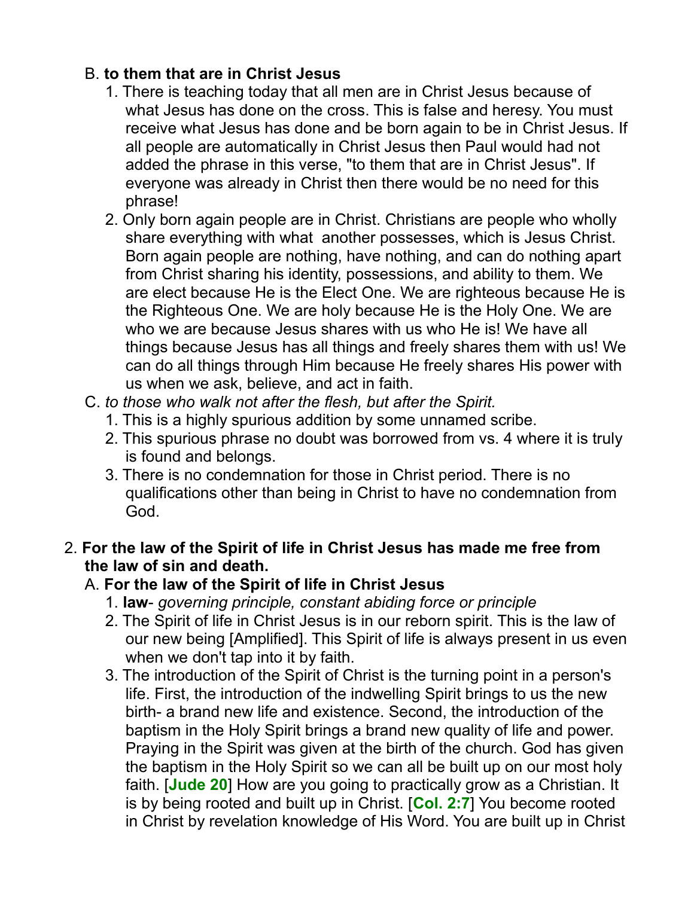B. **to them that are in Christ Jesus**

1. There is teaching today that all men are in Christ Jesus because of what Jesus has done on the cross. This is false and heresy. You must receive what Jesus has done and be born again to be in Christ Jesus. If all people are automatically in Christ Jesus then Paul would had not added the phrase in this verse, "to them that are in Christ Jesus". If everyone was already in Christ then there would be no need for this phrase!
2. Only born again people are in Christ. Christians are people who wholly share everything with what another possesses, which is Jesus Christ. Born again people are nothing, have nothing, and can do nothing apart from Christ sharing his identity, possessions, and ability to them. We are elect because He is the Elect One. We are righteous because He is the Righteous One. We are holy because He is the Holy One. We are who we are because Jesus shares with us who He is! We have all things because Jesus has all things and freely shares them with us! We can do all things through Him because He freely shares His power with us when we ask, believe, and act in faith.

C. *to those who walk not after the flesh, but after the Spirit.*

1. This is a highly spurious addition by some unnamed scribe.
2. This spurious phrase no doubt was borrowed from vs. 4 where it is truly is found and belongs.
3. There is no condemnation for those in Christ period. There is no qualifications other than being in Christ to have no condemnation from God.

2. **For the law of the Spirit of life in Christ Jesus has made me free from the law of sin and death.**

A. **For the law of the Spirit of life in Christ Jesus**

1. **law**- *governing principle, constant abiding force or principle*
2. The Spirit of life in Christ Jesus is in our reborn spirit. This is the law of our new being [Amplified]. This Spirit of life is always present in us even when we don't tap into it by faith.
3. The introduction of the Spirit of Christ is the turning point in a person's life. First, the introduction of the indwelling Spirit brings to us the new birth- a brand new life and existence. Second, the introduction of the baptism in the Holy Spirit brings a brand new quality of life and power. Praying in the Spirit was given at the birth of the church. God has given the baptism in the Holy Spirit so we can all be built up on our most holy faith. [**Jude 20**] How are you going to practically grow as a Christian. It is by being rooted and built up in Christ. [**Col. 2:7**] You become rooted in Christ by revelation knowledge of His Word. You are built up in Christ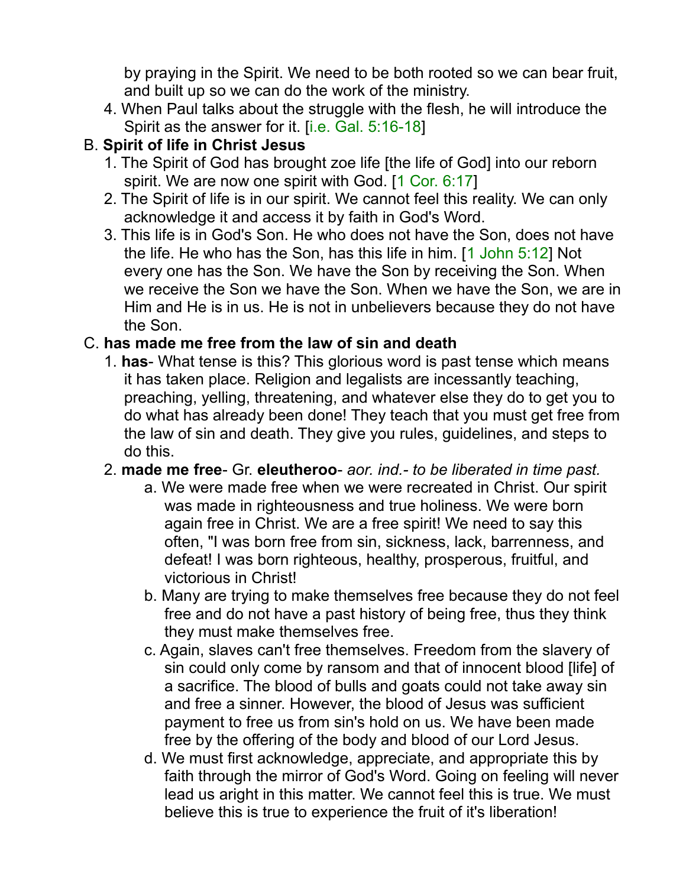by praying in the Spirit. We need to be both rooted so we can bear fruit, and built up so we can do the work of the ministry.

4. When Paul talks about the struggle with the flesh, he will introduce the Spirit as the answer for it. [i.e. Gal. 5:16-18]

B. **Spirit of life in Christ Jesus**

1. The Spirit of God has brought zoe life [the life of God] into our reborn spirit. We are now one spirit with God. [1 Cor. 6:17]
2. The Spirit of life is in our spirit. We cannot feel this reality. We can only acknowledge it and access it by faith in God's Word.
3. This life is in God's Son. He who does not have the Son, does not have the life. He who has the Son, has this life in him. [1 John 5:12] Not every one has the Son. We have the Son by receiving the Son. When we receive the Son we have the Son. When we have the Son, we are in Him and He is in us. He is not in unbelievers because they do not have the Son.

C. **has made me free from the law of sin and death**

1. **has**- What tense is this? This glorious word is past tense which means it has taken place. Religion and legalists are incessantly teaching, preaching, yelling, threatening, and whatever else they do to get you to do what has already been done! They teach that you must get free from the law of sin and death. They give you rules, guidelines, and steps to do this.
2. **made me free**- Gr. **eleutheroo**- *aor. ind.- to be liberated in time past.*
   a. We were made free when we were recreated in Christ. Our spirit was made in righteousness and true holiness. We were born again free in Christ. We are a free spirit! We need to say this often, "I was born free from sin, sickness, lack, barrenness, and defeat! I was born righteous, healthy, prosperous, fruitful, and victorious in Christ!
   b. Many are trying to make themselves free because they do not feel free and do not have a past history of being free, thus they think they must make themselves free.
   c. Again, slaves can't free themselves. Freedom from the slavery of sin could only come by ransom and that of innocent blood [life] of a sacrifice. The blood of bulls and goats could not take away sin and free a sinner. However, the blood of Jesus was sufficient payment to free us from sin's hold on us. We have been made free by the offering of the body and blood of our Lord Jesus.
   d. We must first acknowledge, appreciate, and appropriate this by faith through the mirror of God's Word. Going on feeling will never lead us aright in this matter. We cannot feel this is true. We must believe this is true to experience the fruit of it's liberation!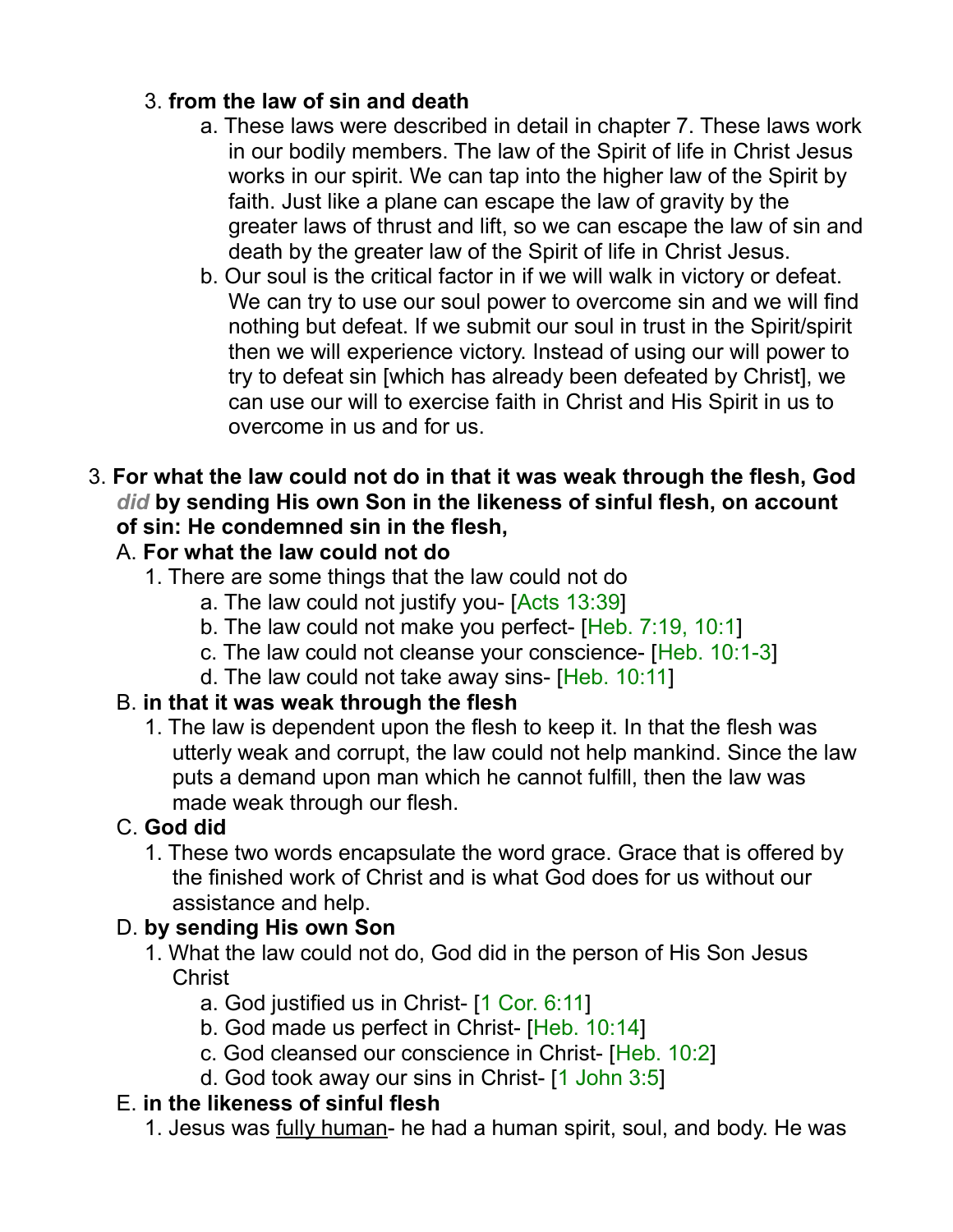3. **from the law of sin and death**
    a. These laws were described in detail in chapter 7. These laws work in our bodily members. The law of the Spirit of life in Christ Jesus works in our spirit. We can tap into the higher law of the Spirit by faith. Just like a plane can escape the law of gravity by the greater laws of thrust and lift, so we can escape the law of sin and death by the greater law of the Spirit of life in Christ Jesus.
    b. Our soul is the critical factor in if we will walk in victory or defeat. We can try to use our soul power to overcome sin and we will find nothing but defeat. If we submit our soul in trust in the Spirit/spirit then we will experience victory. Instead of using our will power to try to defeat sin [which has already been defeated by Christ], we can use our will to exercise faith in Christ and His Spirit in us to overcome in us and for us.

3. **For what the law could not do in that it was weak through the flesh, God *did* by sending His own Son in the likeness of sinful flesh, on account of sin: He condemned sin in the flesh,**

A. **For what the law could not do**
1. There are some things that the law could not do
    a. The law could not justify you- [Acts 13:39]
    b. The law could not make you perfect- [Heb. 7:19, 10:1]
    c. The law could not cleanse your conscience- [Heb. 10:1-3]
    d. The law could not take away sins- [Heb. 10:11]

B. **in that it was weak through the flesh**
1. The law is dependent upon the flesh to keep it. In that the flesh was utterly weak and corrupt, the law could not help mankind. Since the law puts a demand upon man which he cannot fulfill, then the law was made weak through our flesh.

C. **God did**
1. These two words encapsulate the word grace. Grace that is offered by the finished work of Christ and is what God does for us without our assistance and help.

D. **by sending His own Son**
1. What the law could not do, God did in the person of His Son Jesus Christ
    a. God justified us in Christ- [1 Cor. 6:11]
    b. God made us perfect in Christ- [Heb. 10:14]
    c. God cleansed our conscience in Christ- [Heb. 10:2]
    d. God took away our sins in Christ- [1 John 3:5]

E. **in the likeness of sinful flesh**
1. Jesus was <u>fully human</u>- he had a human spirit, soul, and body. He was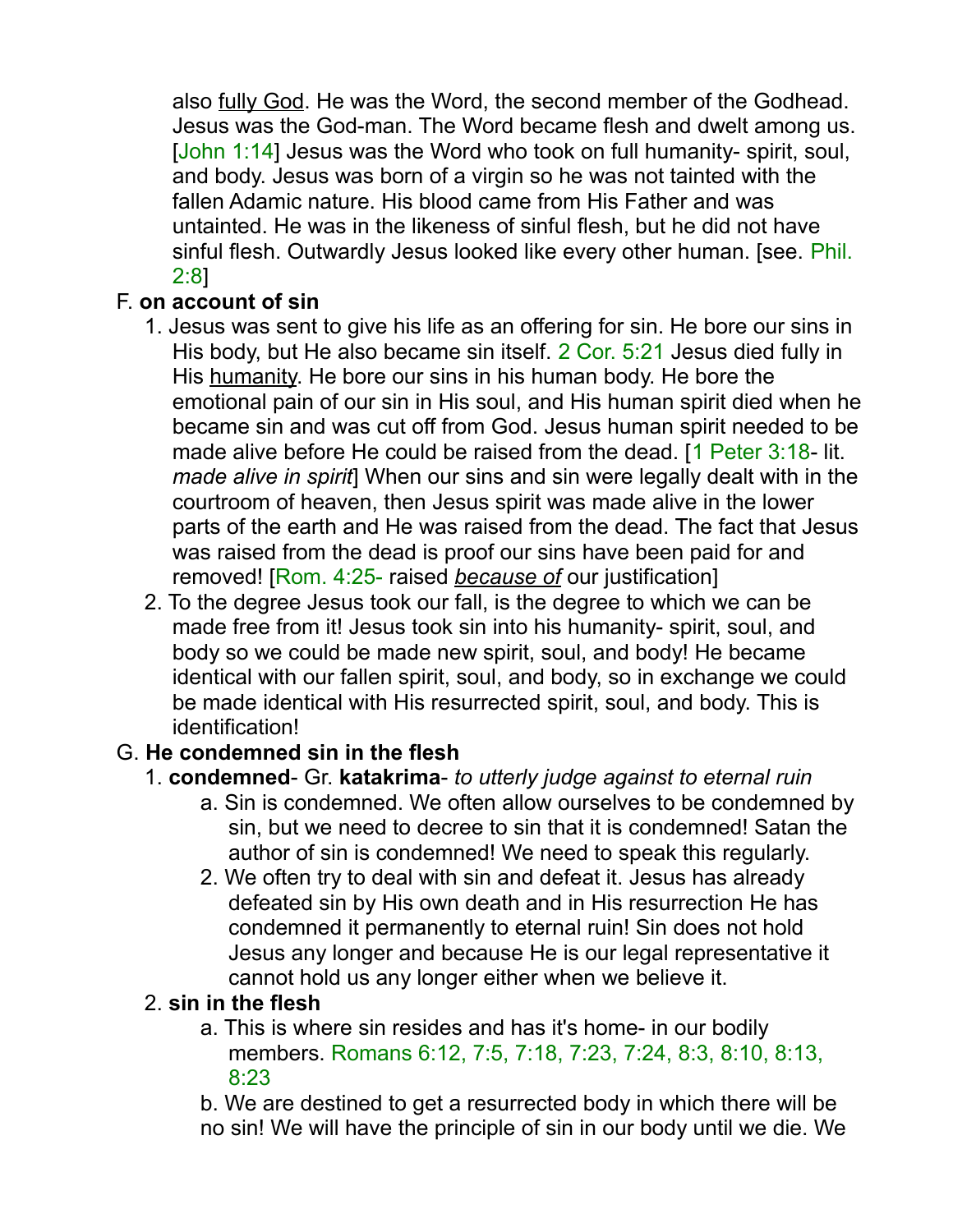also fully God. He was the Word, the second member of the Godhead. Jesus was the God-man. The Word became flesh and dwelt among us. [John 1:14] Jesus was the Word who took on full humanity- spirit, soul, and body. Jesus was born of a virgin so he was not tainted with the fallen Adamic nature. His blood came from His Father and was untainted. He was in the likeness of sinful flesh, but he did not have sinful flesh. Outwardly Jesus looked like every other human. [see. Phil. 2:8]

F. **on account of sin**

1. Jesus was sent to give his life as an offering for sin. He bore our sins in His body, but He also became sin itself. 2 Cor. 5:21 Jesus died fully in His humanity. He bore our sins in his human body. He bore the emotional pain of our sin in His soul, and His human spirit died when he became sin and was cut off from God. Jesus human spirit needed to be made alive before He could be raised from the dead. [1 Peter 3:18- lit. *made alive in spirit*] When our sins and sin were legally dealt with in the courtroom of heaven, then Jesus spirit was made alive in the lower parts of the earth and He was raised from the dead. The fact that Jesus was raised from the dead is proof our sins have been paid for and removed! [Rom. 4:25- raised *because of* our justification]
2. To the degree Jesus took our fall, is the degree to which we can be made free from it! Jesus took sin into his humanity- spirit, soul, and body so we could be made new spirit, soul, and body! He became identical with our fallen spirit, soul, and body, so in exchange we could be made identical with His resurrected spirit, soul, and body. This is identification!

G. **He condemned sin in the flesh**

1. **condemned**- Gr. **katakrima**- *to utterly judge against to eternal ruin*
   a. Sin is condemned. We often allow ourselves to be condemned by sin, but we need to decree to sin that it is condemned! Satan the author of sin is condemned! We need to speak this regularly.
   2. We often try to deal with sin and defeat it. Jesus has already defeated sin by His own death and in His resurrection He has condemned it permanently to eternal ruin! Sin does not hold Jesus any longer and because He is our legal representative it cannot hold us any longer either when we believe it.
2. **sin in the flesh**
   a. This is where sin resides and has it's home- in our bodily members. Romans 6:12, 7:5, 7:18, 7:23, 7:24, 8:3, 8:10, 8:13, 8:23
   b. We are destined to get a resurrected body in which there will be no sin! We will have the principle of sin in our body until we die. We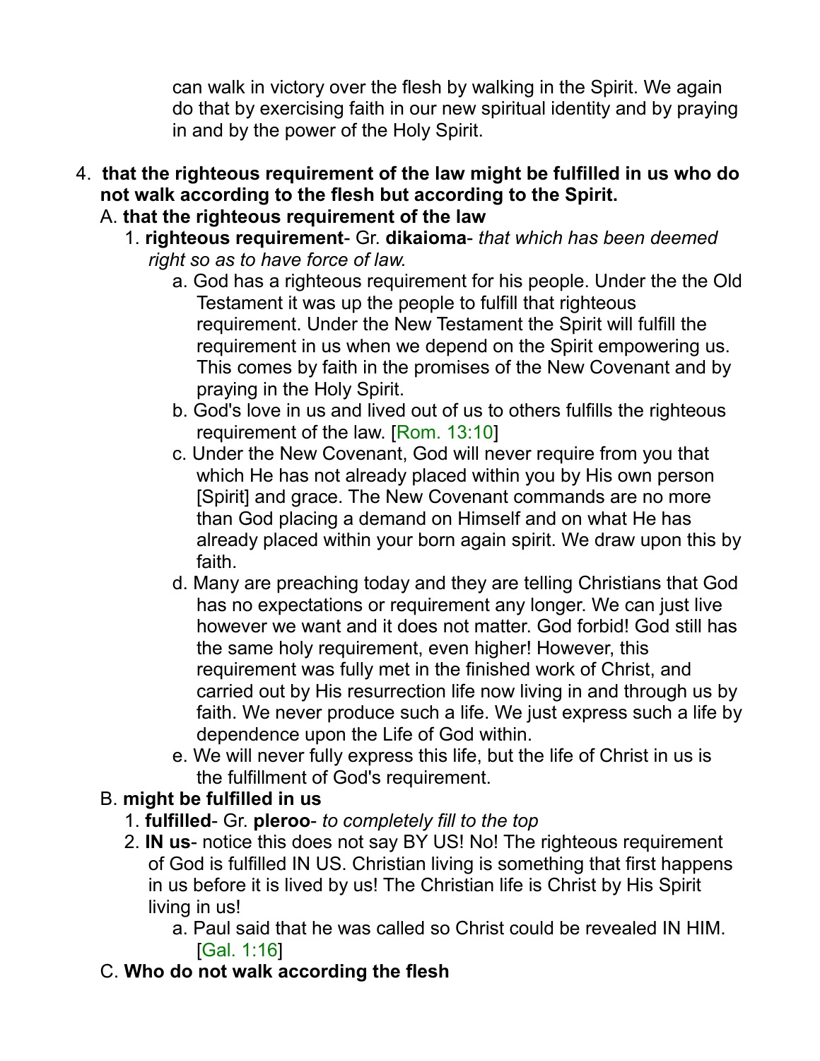can walk in victory over the flesh by walking in the Spirit. We again do that by exercising faith in our new spiritual identity and by praying in and by the power of the Holy Spirit.

4. **that the righteous requirement of the law might be fulfilled in us who do not walk according to the flesh but according to the Spirit.**

   A. **that the righteous requirement of the law**

      1. **righteous requirement**- Gr. **dikaioma**- *that which has been deemed right so as to have force of law.*

         a. God has a righteous requirement for his people. Under the the Old Testament it was up the people to fulfill that righteous requirement. Under the New Testament the Spirit will fulfill the requirement in us when we depend on the Spirit empowering us. This comes by faith in the promises of the New Covenant and by praying in the Holy Spirit.

         b. God's love in us and lived out of us to others fulfills the righteous requirement of the law. [Rom. 13:10]

         c. Under the New Covenant, God will never require from you that which He has not already placed within you by His own person [Spirit] and grace. The New Covenant commands are no more than God placing a demand on Himself and on what He has already placed within your born again spirit. We draw upon this by faith.

         d. Many are preaching today and they are telling Christians that God has no expectations or requirement any longer. We can just live however we want and it does not matter. God forbid! God still has the same holy requirement, even higher! However, this requirement was fully met in the finished work of Christ, and carried out by His resurrection life now living in and through us by faith. We never produce such a life. We just express such a life by dependence upon the Life of God within.

         e. We will never fully express this life, but the life of Christ in us is the fulfillment of God's requirement.

   B. **might be fulfilled in us**

      1. **fulfilled**- Gr. **pleroo**- *to completely fill to the top*

      2. **IN us**- notice this does not say BY US! No! The righteous requirement of God is fulfilled IN US. Christian living is something that first happens in us before it is lived by us! The Christian life is Christ by His Spirit living in us!

         a. Paul said that he was called so Christ could be revealed IN HIM. [Gal. 1:16]

   C. **Who do not walk according the flesh**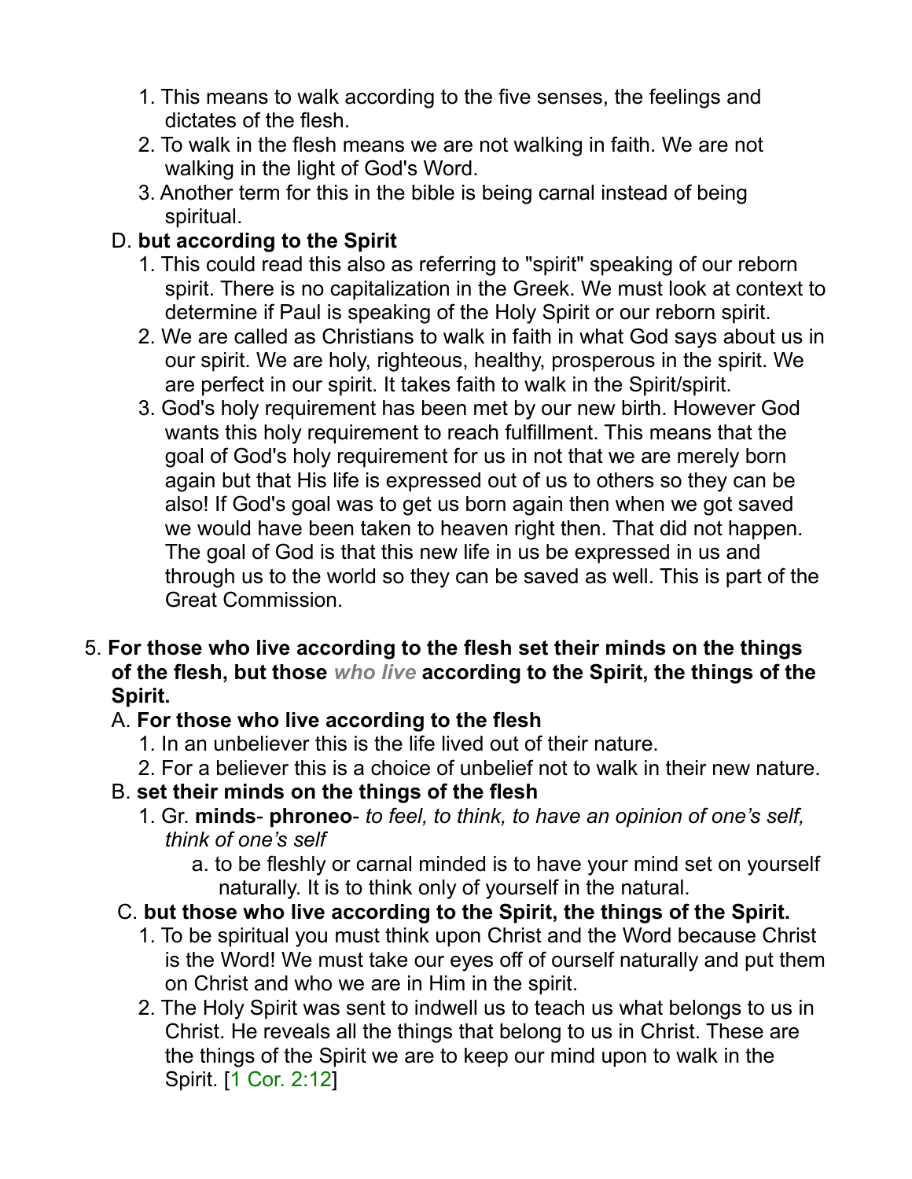1. This means to walk according to the five senses, the feelings and dictates of the flesh.
2. To walk in the flesh means we are not walking in faith. We are not walking in the light of God's Word.
3. Another term for this in the bible is being carnal instead of being spiritual.

D. **but according to the Spirit**

1. This could read this also as referring to "spirit" speaking of our reborn spirit. There is no capitalization in the Greek. We must look at context to determine if Paul is speaking of the Holy Spirit or our reborn spirit.
2. We are called as Christians to walk in faith in what God says about us in our spirit. We are holy, righteous, healthy, prosperous in the spirit. We are perfect in our spirit. It takes faith to walk in the Spirit/spirit.
3. God's holy requirement has been met by our new birth. However God wants this holy requirement to reach fulfillment. This means that the goal of God's holy requirement for us in not that we are merely born again but that His life is expressed out of us to others so they can be also! If God's goal was to get us born again then when we got saved we would have been taken to heaven right then. That did not happen. The goal of God is that this new life in us be expressed in us and through us to the world so they can be saved as well. This is part of the Great Commission.

5. **For those who live according to the flesh set their minds on the things of the flesh, but those *who live* according to the Spirit, the things of the Spirit.**

A. **For those who live according to the flesh**

1. In an unbeliever this is the life lived out of their nature.
2. For a believer this is a choice of unbelief not to walk in their new nature.

B. **set their minds on the things of the flesh**

1. Gr. **minds**- **phroneo**- *to feel, to think, to have an opinion of one's self, think of one's self*
   a. to be fleshly or carnal minded is to have your mind set on yourself naturally. It is to think only of yourself in the natural.

C. **but those who live according to the Spirit, the things of the Spirit.**

1. To be spiritual you must think upon Christ and the Word because Christ is the Word! We must take our eyes off of ourself naturally and put them on Christ and who we are in Him in the spirit.
2. The Holy Spirit was sent to indwell us to teach us what belongs to us in Christ. He reveals all the things that belong to us in Christ. These are the things of the Spirit we are to keep our mind upon to walk in the Spirit. [1 Cor. 2:12]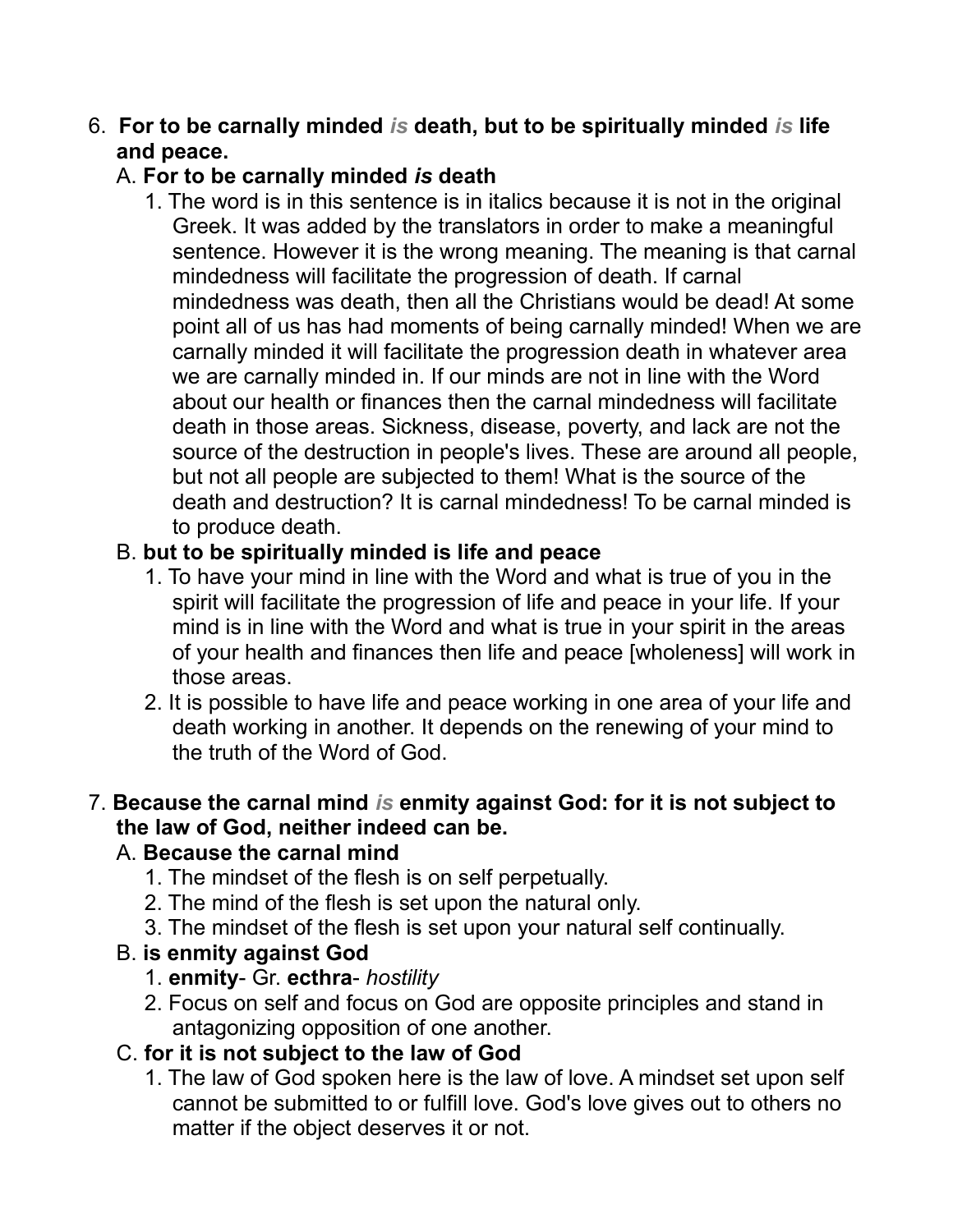6. **For to be carnally minded *is* death, but to be spiritually minded *is* life and peace.**

   A. **For to be carnally minded *is* death**

      1. The word is in this sentence is in italics because it is not in the original Greek. It was added by the translators in order to make a meaningful sentence. However it is the wrong meaning. The meaning is that carnal mindedness will facilitate the progression of death. If carnal mindedness was death, then all the Christians would be dead! At some point all of us has had moments of being carnally minded! When we are carnally minded it will facilitate the progression death in whatever area we are carnally minded in. If our minds are not in line with the Word about our health or finances then the carnal mindedness will facilitate death in those areas. Sickness, disease, poverty, and lack are not the source of the destruction in people's lives. These are around all people, but not all people are subjected to them! What is the source of the death and destruction? It is carnal mindedness! To be carnal minded is to produce death.

   B. **but to be spiritually minded is life and peace**

      1. To have your mind in line with the Word and what is true of you in the spirit will facilitate the progression of life and peace in your life. If your mind is in line with the Word and what is true in your spirit in the areas of your health and finances then life and peace [wholeness] will work in those areas.
      2. It is possible to have life and peace working in one area of your life and death working in another. It depends on the renewing of your mind to the truth of the Word of God.

7. **Because the carnal mind *is* enmity against God: for it is not subject to the law of God, neither indeed can be.**

   A. **Because the carnal mind**

      1. The mindset of the flesh is on self perpetually.
      2. The mind of the flesh is set upon the natural only.
      3. The mindset of the flesh is set upon your natural self continually.

   B. **is enmity against God**

      1. **enmity**- Gr. **ecthra**- *hostility*
      2. Focus on self and focus on God are opposite principles and stand in antagonizing opposition of one another.

   C. **for it is not subject to the law of God**

      1. The law of God spoken here is the law of love. A mindset set upon self cannot be submitted to or fulfill love. God's love gives out to others no matter if the object deserves it or not.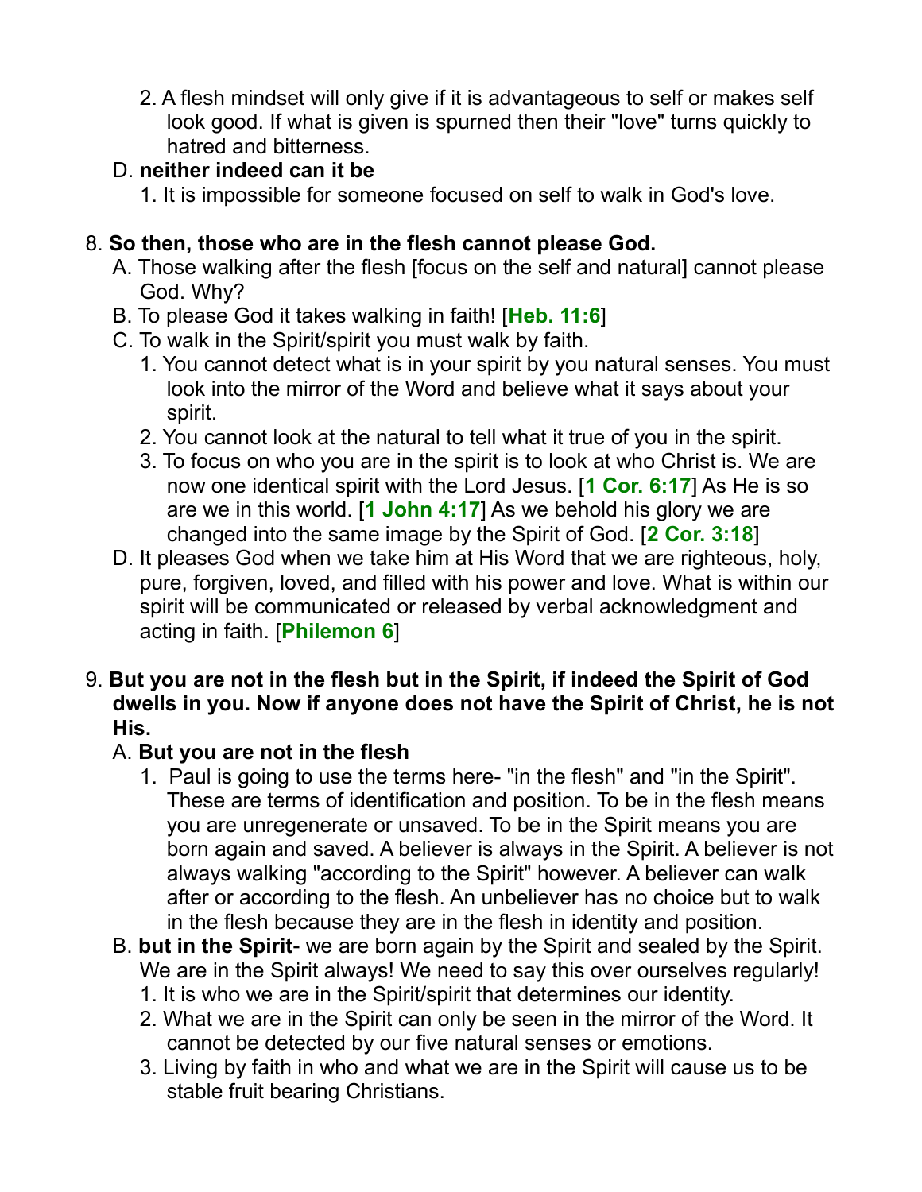2. A flesh mindset will only give if it is advantageous to self or makes self look good. If what is given is spurned then their "love" turns quickly to hatred and bitterness.

D. **neither indeed can it be**

   1. It is impossible for someone focused on self to walk in God's love.

8. **So then, those who are in the flesh cannot please God.**

   A. Those walking after the flesh [focus on the self and natural] cannot please God. Why?

   B. To please God it takes walking in faith! [**Heb. 11:6**]

   C. To walk in the Spirit/spirit you must walk by faith.

      1. You cannot detect what is in your spirit by you natural senses. You must look into the mirror of the Word and believe what it says about your spirit.
      2. You cannot look at the natural to tell what it true of you in the spirit.
      3. To focus on who you are in the spirit is to look at who Christ is. We are now one identical spirit with the Lord Jesus. [**1 Cor. 6:17**] As He is so are we in this world. [**1 John 4:17**] As we behold his glory we are changed into the same image by the Spirit of God. [**2 Cor. 3:18**]

   D. It pleases God when we take him at His Word that we are righteous, holy, pure, forgiven, loved, and filled with his power and love. What is within our spirit will be communicated or released by verbal acknowledgment and acting in faith. [**Philemon 6**]

9. **But you are not in the flesh but in the Spirit, if indeed the Spirit of God dwells in you. Now if anyone does not have the Spirit of Christ, he is not His.**

   A. **But you are not in the flesh**

      1. Paul is going to use the terms here- "in the flesh" and "in the Spirit". These are terms of identification and position. To be in the flesh means you are unregenerate or unsaved. To be in the Spirit means you are born again and saved. A believer is always in the Spirit. A believer is not always walking "according to the Spirit" however. A believer can walk after or according to the flesh. An unbeliever has no choice but to walk in the flesh because they are in the flesh in identity and position.

   B. **but in the Spirit**- we are born again by the Spirit and sealed by the Spirit. We are in the Spirit always! We need to say this over ourselves regularly!

      1. It is who we are in the Spirit/spirit that determines our identity.
      2. What we are in the Spirit can only be seen in the mirror of the Word. It cannot be detected by our five natural senses or emotions.
      3. Living by faith in who and what we are in the Spirit will cause us to be stable fruit bearing Christians.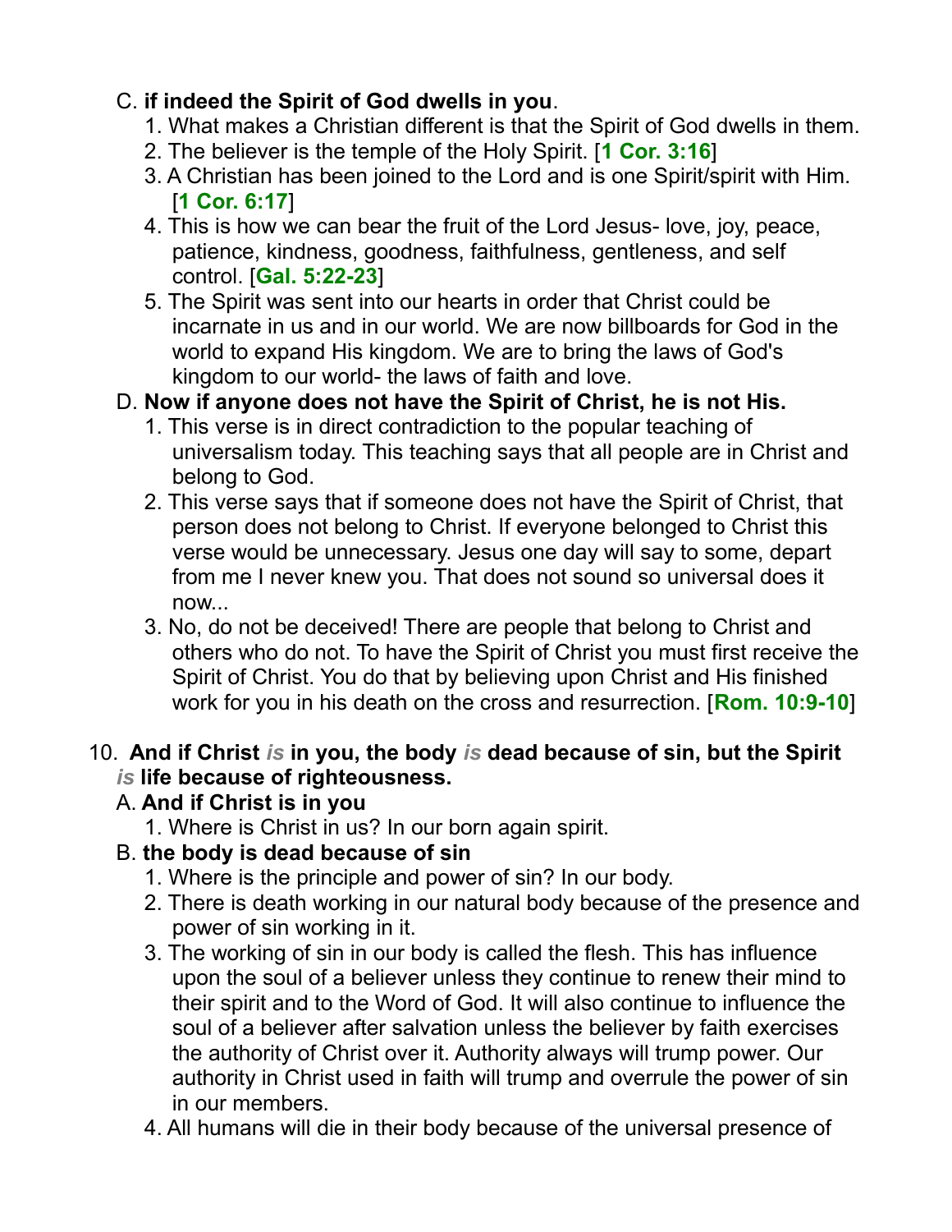C. **if indeed the Spirit of God dwells in you**.

1. What makes a Christian different is that the Spirit of God dwells in them.
2. The believer is the temple of the Holy Spirit. [**1 Cor. 3:16**]
3. A Christian has been joined to the Lord and is one Spirit/spirit with Him. [**1 Cor. 6:17**]
4. This is how we can bear the fruit of the Lord Jesus- love, joy, peace, patience, kindness, goodness, faithfulness, gentleness, and self control. [**Gal. 5:22-23**]
5. The Spirit was sent into our hearts in order that Christ could be incarnate in us and in our world. We are now billboards for God in the world to expand His kingdom. We are to bring the laws of God's kingdom to our world- the laws of faith and love.

D. **Now if anyone does not have the Spirit of Christ, he is not His.**

1. This verse is in direct contradiction to the popular teaching of universalism today. This teaching says that all people are in Christ and belong to God.
2. This verse says that if someone does not have the Spirit of Christ, that person does not belong to Christ. If everyone belonged to Christ this verse would be unnecessary. Jesus one day will say to some, depart from me I never knew you. That does not sound so universal does it now...
3. No, do not be deceived! There are people that belong to Christ and others who do not. To have the Spirit of Christ you must first receive the Spirit of Christ. You do that by believing upon Christ and His finished work for you in his death on the cross and resurrection. [**Rom. 10:9-10**]

10. **And if Christ *is* in you, the body *is* dead because of sin, but the Spirit *is* life because of righteousness.**

A. **And if Christ is in you**

1. Where is Christ in us? In our born again spirit.

B. **the body is dead because of sin**

1. Where is the principle and power of sin? In our body.
2. There is death working in our natural body because of the presence and power of sin working in it.
3. The working of sin in our body is called the flesh. This has influence upon the soul of a believer unless they continue to renew their mind to their spirit and to the Word of God. It will also continue to influence the soul of a believer after salvation unless the believer by faith exercises the authority of Christ over it. Authority always will trump power. Our authority in Christ used in faith will trump and overrule the power of sin in our members.
4. All humans will die in their body because of the universal presence of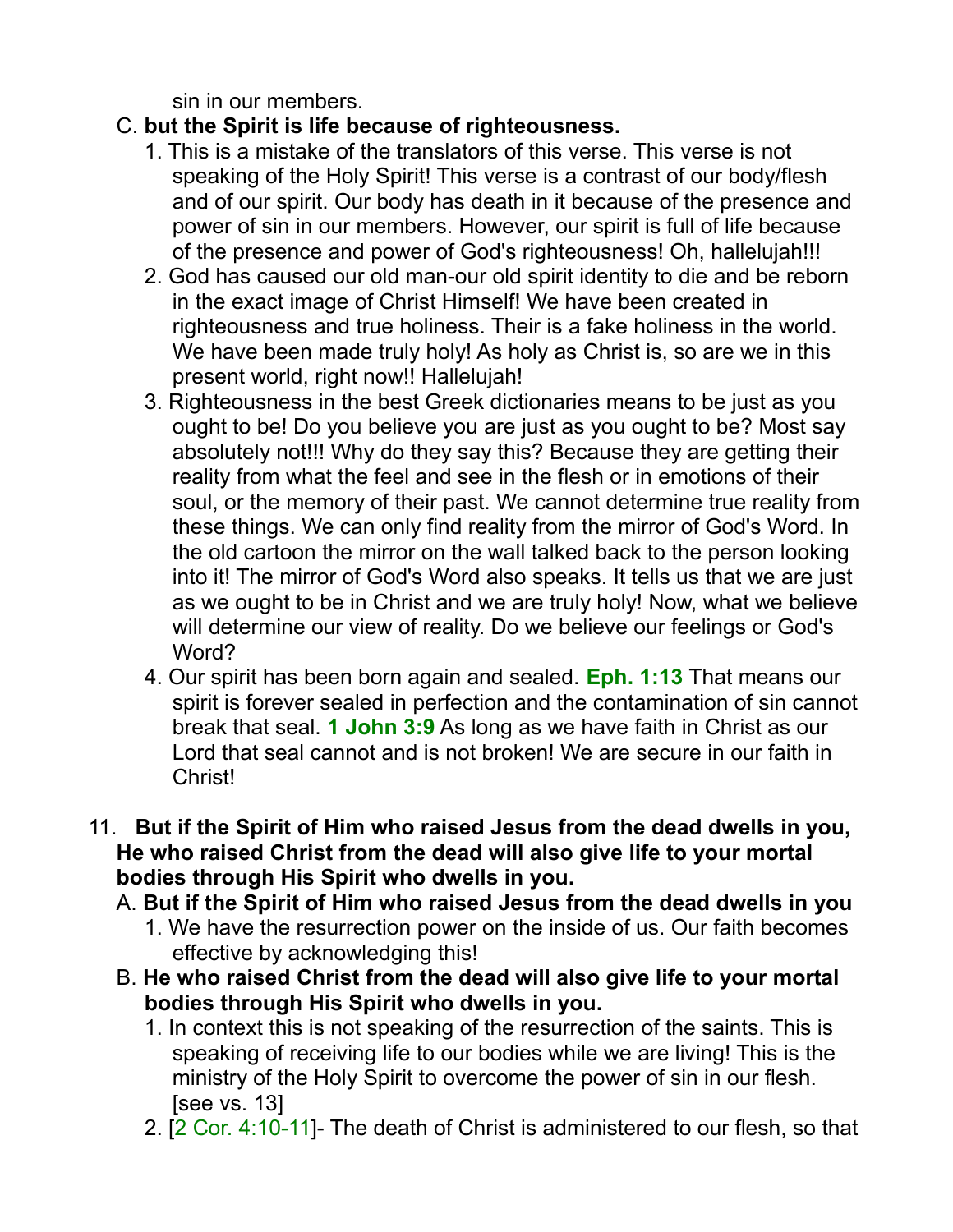sin in our members.

C. **but the Spirit is life because of righteousness.**

1. This is a mistake of the translators of this verse. This verse is not speaking of the Holy Spirit! This verse is a contrast of our body/flesh and of our spirit. Our body has death in it because of the presence and power of sin in our members. However, our spirit is full of life because of the presence and power of God's righteousness! Oh, hallelujah!!!
2. God has caused our old man-our old spirit identity to die and be reborn in the exact image of Christ Himself! We have been created in righteousness and true holiness. Their is a fake holiness in the world. We have been made truly holy! As holy as Christ is, so are we in this present world, right now!! Hallelujah!
3. Righteousness in the best Greek dictionaries means to be just as you ought to be! Do you believe you are just as you ought to be? Most say absolutely not!!! Why do they say this? Because they are getting their reality from what the feel and see in the flesh or in emotions of their soul, or the memory of their past. We cannot determine true reality from these things. We can only find reality from the mirror of God's Word. In the old cartoon the mirror on the wall talked back to the person looking into it! The mirror of God's Word also speaks. It tells us that we are just as we ought to be in Christ and we are truly holy! Now, what we believe will determine our view of reality. Do we believe our feelings or God's Word?
4. Our spirit has been born again and sealed. **Eph. 1:13** That means our spirit is forever sealed in perfection and the contamination of sin cannot break that seal. **1 John 3:9** As long as we have faith in Christ as our Lord that seal cannot and is not broken! We are secure in our faith in Christ!

11. **But if the Spirit of Him who raised Jesus from the dead dwells in you, He who raised Christ from the dead will also give life to your mortal bodies through His Spirit who dwells in you.**

A. **But if the Spirit of Him who raised Jesus from the dead dwells in you**

1. We have the resurrection power on the inside of us. Our faith becomes effective by acknowledging this!

B. **He who raised Christ from the dead will also give life to your mortal bodies through His Spirit who dwells in you.**

1. In context this is not speaking of the resurrection of the saints. This is speaking of receiving life to our bodies while we are living! This is the ministry of the Holy Spirit to overcome the power of sin in our flesh. [see vs. 13]
2. [2 Cor. 4:10-11]- The death of Christ is administered to our flesh, so that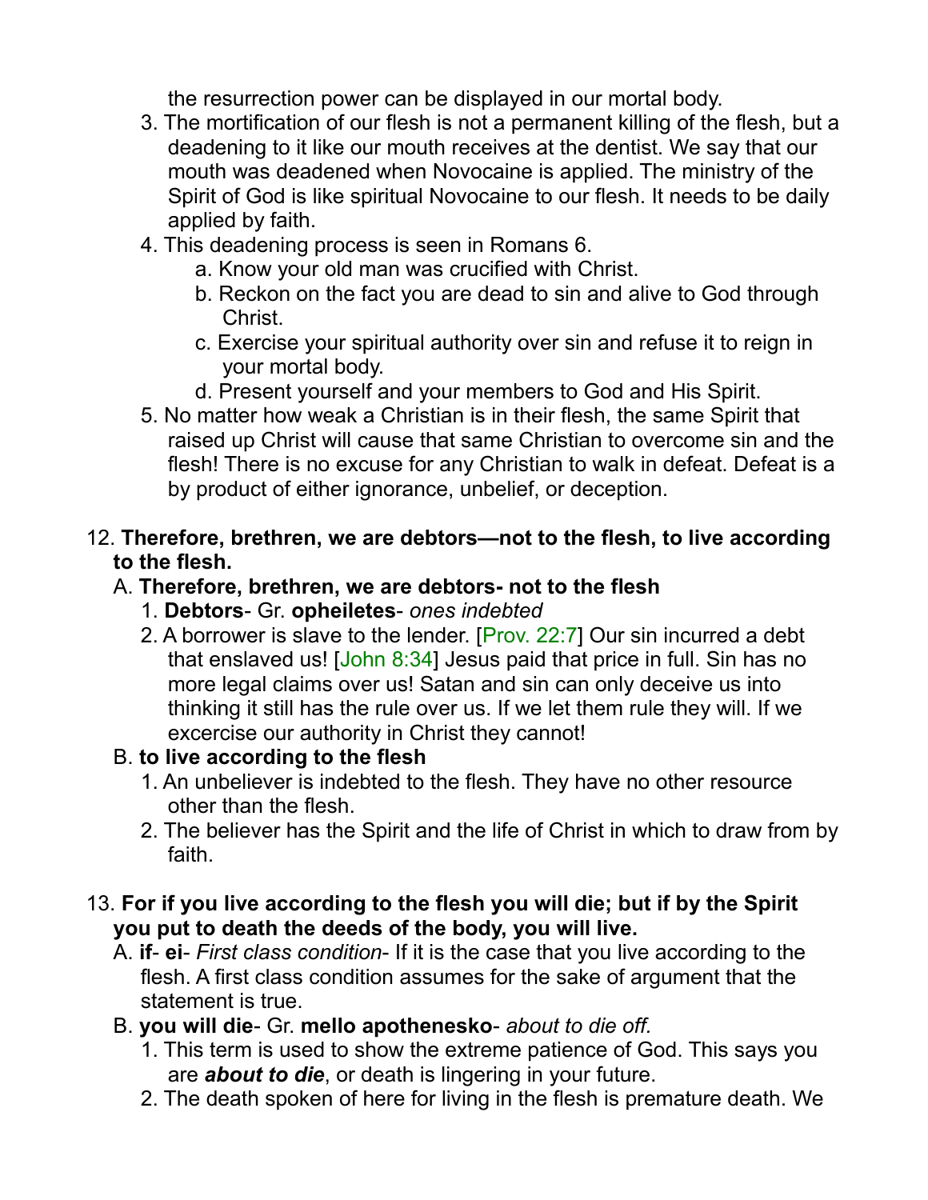the resurrection power can be displayed in our mortal body.

3. The mortification of our flesh is not a permanent killing of the flesh, but a deadening to it like our mouth receives at the dentist. We say that our mouth was deadened when Novocaine is applied. The ministry of the Spirit of God is like spiritual Novocaine to our flesh. It needs to be daily applied by faith.
4. This deadening process is seen in Romans 6.
   a. Know your old man was crucified with Christ.
   b. Reckon on the fact you are dead to sin and alive to God through Christ.
   c. Exercise your spiritual authority over sin and refuse it to reign in your mortal body.
   d. Present yourself and your members to God and His Spirit.
5. No matter how weak a Christian is in their flesh, the same Spirit that raised up Christ will cause that same Christian to overcome sin and the flesh! There is no excuse for any Christian to walk in defeat. Defeat is a by product of either ignorance, unbelief, or deception.

12. **Therefore, brethren, we are debtors—not to the flesh, to live according to the flesh.**
   A. **Therefore, brethren, we are debtors- not to the flesh**
      1. **Debtors**- Gr. **opheiletes**- *ones indebted*
      2. A borrower is slave to the lender. [Prov. 22:7] Our sin incurred a debt that enslaved us! [John 8:34] Jesus paid that price in full. Sin has no more legal claims over us! Satan and sin can only deceive us into thinking it still has the rule over us. If we let them rule they will. If we excercise our authority in Christ they cannot!
   B. **to live according to the flesh**
      1. An unbeliever is indebted to the flesh. They have no other resource other than the flesh.
      2. The believer has the Spirit and the life of Christ in which to draw from by faith.

13. **For if you live according to the flesh you will die; but if by the Spirit you put to death the deeds of the body, you will live.**
   A. **if**- **ei**- *First class condition*- If it is the case that you live according to the flesh. A first class condition assumes for the sake of argument that the statement is true.
   B. **you will die**- Gr. **mello apothenesko**- *about to die off.*
      1. This term is used to show the extreme patience of God. This says you are ***about to die***, or death is lingering in your future.
      2. The death spoken of here for living in the flesh is premature death. We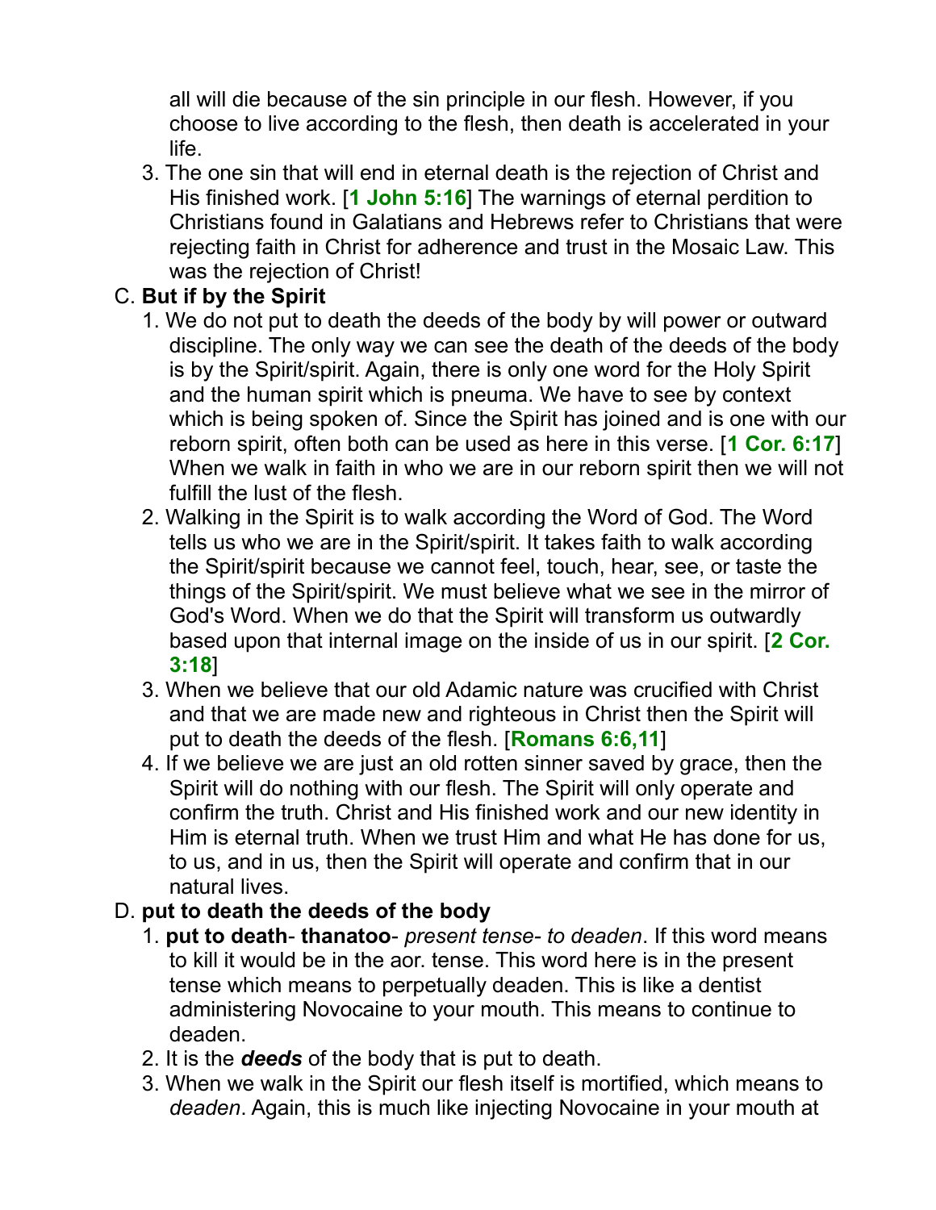all will die because of the sin principle in our flesh. However, if you choose to live according to the flesh, then death is accelerated in your life.

3. The one sin that will end in eternal death is the rejection of Christ and His finished work. [**1 John 5:16**] The warnings of eternal perdition to Christians found in Galatians and Hebrews refer to Christians that were rejecting faith in Christ for adherence and trust in the Mosaic Law. This was the rejection of Christ!

C. **But if by the Spirit**

1. We do not put to death the deeds of the body by will power or outward discipline. The only way we can see the death of the deeds of the body is by the Spirit/spirit. Again, there is only one word for the Holy Spirit and the human spirit which is pneuma. We have to see by context which is being spoken of. Since the Spirit has joined and is one with our reborn spirit, often both can be used as here in this verse. [**1 Cor. 6:17**] When we walk in faith in who we are in our reborn spirit then we will not fulfill the lust of the flesh.
2. Walking in the Spirit is to walk according the Word of God. The Word tells us who we are in the Spirit/spirit. It takes faith to walk according the Spirit/spirit because we cannot feel, touch, hear, see, or taste the things of the Spirit/spirit. We must believe what we see in the mirror of God's Word. When we do that the Spirit will transform us outwardly based upon that internal image on the inside of us in our spirit. [**2 Cor. 3:18**]
3. When we believe that our old Adamic nature was crucified with Christ and that we are made new and righteous in Christ then the Spirit will put to death the deeds of the flesh. [**Romans 6:6,11**]
4. If we believe we are just an old rotten sinner saved by grace, then the Spirit will do nothing with our flesh. The Spirit will only operate and confirm the truth. Christ and His finished work and our new identity in Him is eternal truth. When we trust Him and what He has done for us, to us, and in us, then the Spirit will operate and confirm that in our natural lives.

D. **put to death the deeds of the body**

1. **put to death**- **thanatoo**- *present tense*- *to deaden*. If this word means to kill it would be in the aor. tense. This word here is in the present tense which means to perpetually deaden. This is like a dentist administering Novocaine to your mouth. This means to continue to deaden.
2. It is the ***deeds*** of the body that is put to death.
3. When we walk in the Spirit our flesh itself is mortified, which means to *deaden*. Again, this is much like injecting Novocaine in your mouth at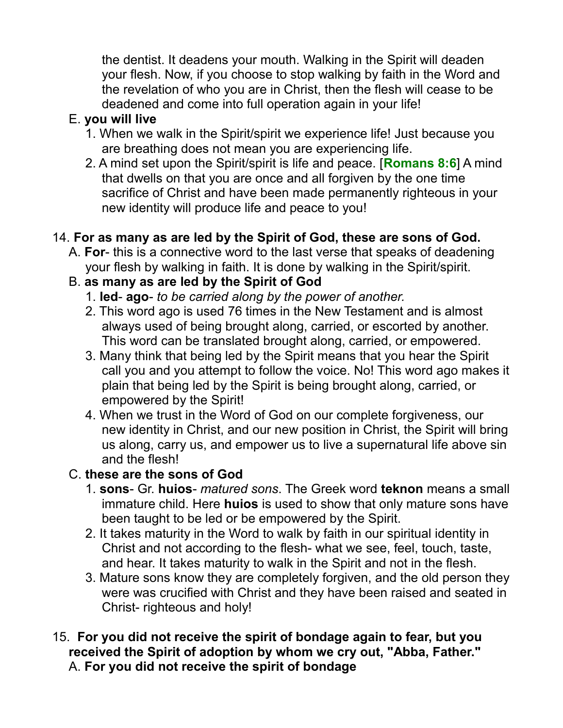the dentist. It deadens your mouth. Walking in the Spirit will deaden your flesh. Now, if you choose to stop walking by faith in the Word and the revelation of who you are in Christ, then the flesh will cease to be deadened and come into full operation again in your life!

E. **you will live**

1. When we walk in the Spirit/spirit we experience life! Just because you are breathing does not mean you are experiencing life.
2. A mind set upon the Spirit/spirit is life and peace. [**Romans 8:6**] A mind that dwells on that you are once and all forgiven by the one time sacrifice of Christ and have been made permanently righteous in your new identity will produce life and peace to you!

14. **For as many as are led by the Spirit of God, these are sons of God.**

A. **For**- this is a connective word to the last verse that speaks of deadening your flesh by walking in faith. It is done by walking in the Spirit/spirit.

B. **as many as are led by the Spirit of God**

1. **led**- **ago**- *to be carried along by the power of another.*
2. This word ago is used 76 times in the New Testament and is almost always used of being brought along, carried, or escorted by another. This word can be translated brought along, carried, or empowered.
3. Many think that being led by the Spirit means that you hear the Spirit call you and you attempt to follow the voice. No! This word ago makes it plain that being led by the Spirit is being brought along, carried, or empowered by the Spirit!
4. When we trust in the Word of God on our complete forgiveness, our new identity in Christ, and our new position in Christ, the Spirit will bring us along, carry us, and empower us to live a supernatural life above sin and the flesh!

C. **these are the sons of God**

1. **sons**- Gr. **huios**- *matured sons*. The Greek word **teknon** means a small immature child. Here **huios** is used to show that only mature sons have been taught to be led or be empowered by the Spirit.
2. It takes maturity in the Word to walk by faith in our spiritual identity in Christ and not according to the flesh- what we see, feel, touch, taste, and hear. It takes maturity to walk in the Spirit and not in the flesh.
3. Mature sons know they are completely forgiven, and the old person they were was crucified with Christ and they have been raised and seated in Christ- righteous and holy!

15. **For you did not receive the spirit of bondage again to fear, but you received the Spirit of adoption by whom we cry out, "Abba, Father."**

A. **For you did not receive the spirit of bondage**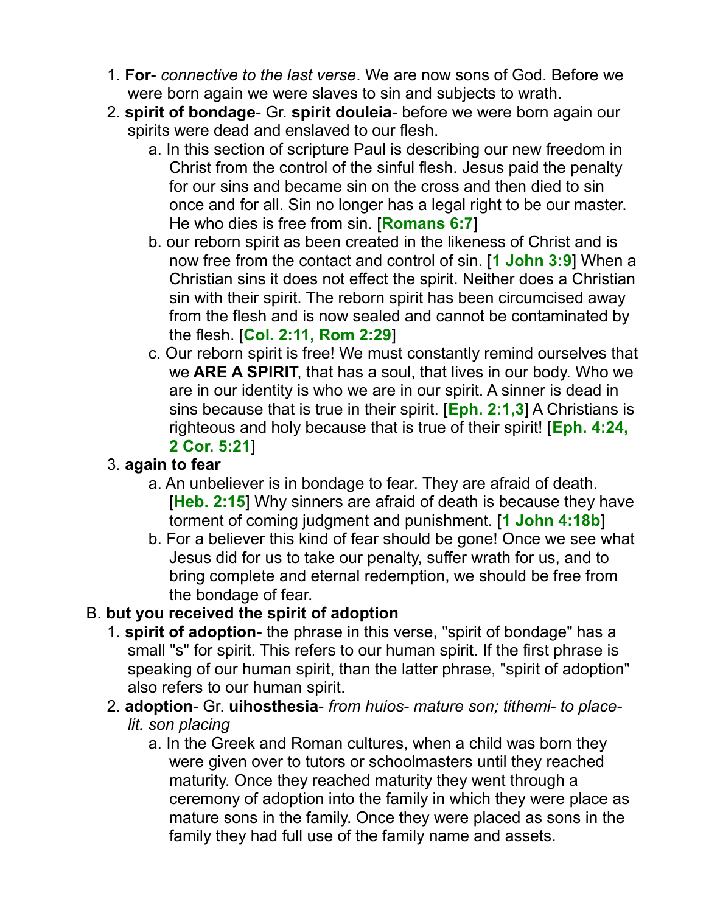1. **For**- *connective to the last verse*. We are now sons of God. Before we were born again we were slaves to sin and subjects to wrath.
2. **spirit of bondage**- Gr. **spirit douleia**- before we were born again our spirits were dead and enslaved to our flesh.
    a. In this section of scripture Paul is describing our new freedom in Christ from the control of the sinful flesh. Jesus paid the penalty for our sins and became sin on the cross and then died to sin once and for all. Sin no longer has a legal right to be our master. He who dies is free from sin. [**Romans 6:7**]
    b. our reborn spirit as been created in the likeness of Christ and is now free from the contact and control of sin. [**1 John 3:9**] When a Christian sins it does not effect the spirit. Neither does a Christian sin with their spirit. The reborn spirit has been circumcised away from the flesh and is now sealed and cannot be contaminated by the flesh. [**Col. 2:11, Rom 2:29**]
    c. Our reborn spirit is free! We must constantly remind ourselves that we <u>**ARE A SPIRIT**</u>, that has a soul, that lives in our body. Who we are in our identity is who we are in our spirit. A sinner is dead in sins because that is true in their spirit. [**Eph. 2:1,3**] A Christians is righteous and holy because that is true of their spirit! [**Eph. 4:24, 2 Cor. 5:21**]
3. **again to fear**
    a. An unbeliever is in bondage to fear. They are afraid of death. [**Heb. 2:15**] Why sinners are afraid of death is because they have torment of coming judgment and punishment. [**1 John 4:18b**]
    b. For a believer this kind of fear should be gone! Once we see what Jesus did for us to take our penalty, suffer wrath for us, and to bring complete and eternal redemption, we should be free from the bondage of fear.

B. **but you received the spirit of adoption**

1. **spirit of adoption**- the phrase in this verse, "spirit of bondage" has a small "s" for spirit. This refers to our human spirit. If the first phrase is speaking of our human spirit, than the latter phrase, "spirit of adoption" also refers to our human spirit.
2. **adoption**- Gr. **uihosthesia**- *from huios- mature son; tithemi- to place- lit. son placing*
    a. In the Greek and Roman cultures, when a child was born they were given over to tutors or schoolmasters until they reached maturity. Once they reached maturity they went through a ceremony of adoption into the family in which they were place as mature sons in the family. Once they were placed as sons in the family they had full use of the family name and assets.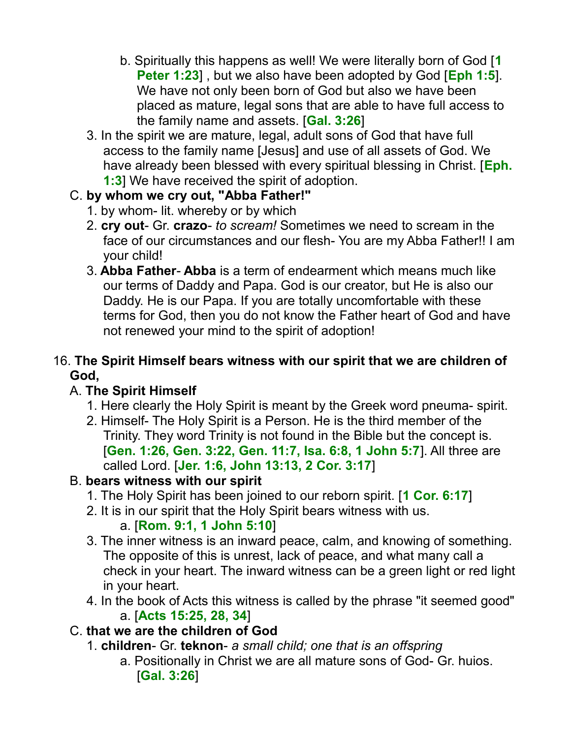b. Spiritually this happens as well! We were literally born of God [**1 Peter 1:23**] , but we also have been adopted by God [**Eph 1:5**]. We have not only been born of God but also we have been placed as mature, legal sons that are able to have full access to the family name and assets. [**Gal. 3:26**]

 3. In the spirit we are mature, legal, adult sons of God that have full access to the family name [Jesus] and use of all assets of God. We have already been blessed with every spiritual blessing in Christ. [**Eph. 1:3**] We have received the spirit of adoption.

C. **by whom we cry out, "Abba Father!"**

 1. by whom- lit. whereby or by which
 2. **cry out**- Gr. **crazo**- *to scream!* Sometimes we need to scream in the face of our circumstances and our flesh- You are my Abba Father!! I am your child!
 3. **Abba Father**- **Abba** is a term of endearment which means much like our terms of Daddy and Papa. God is our creator, but He is also our Daddy. He is our Papa. If you are totally uncomfortable with these terms for God, then you do not know the Father heart of God and have not renewed your mind to the spirit of adoption!

16. **The Spirit Himself bears witness with our spirit that we are children of God,**

A. **The Spirit Himself**

 1. Here clearly the Holy Spirit is meant by the Greek word pneuma- spirit.
 2. Himself- The Holy Spirit is a Person. He is the third member of the Trinity. They word Trinity is not found in the Bible but the concept is. [**Gen. 1:26, Gen. 3:22, Gen. 11:7, Isa. 6:8, 1 John 5:7**]. All three are called Lord. [**Jer. 1:6, John 13:13, 2 Cor. 3:17**]

B. **bears witness with our spirit**

 1. The Holy Spirit has been joined to our reborn spirit. [**1 Cor. 6:17**]
 2. It is in our spirit that the Holy Spirit bears witness with us.
   a. [**Rom. 9:1, 1 John 5:10**]
 3. The inner witness is an inward peace, calm, and knowing of something. The opposite of this is unrest, lack of peace, and what many call a check in your heart. The inward witness can be a green light or red light in your heart.
 4. In the book of Acts this witness is called by the phrase "it seemed good"
   a. [**Acts 15:25, 28, 34**]

C. **that we are the children of God**

 1. **children**- Gr. **teknon**- *a small child; one that is an offspring*
   a. Positionally in Christ we are all mature sons of God- Gr. huios. [**Gal. 3:26**]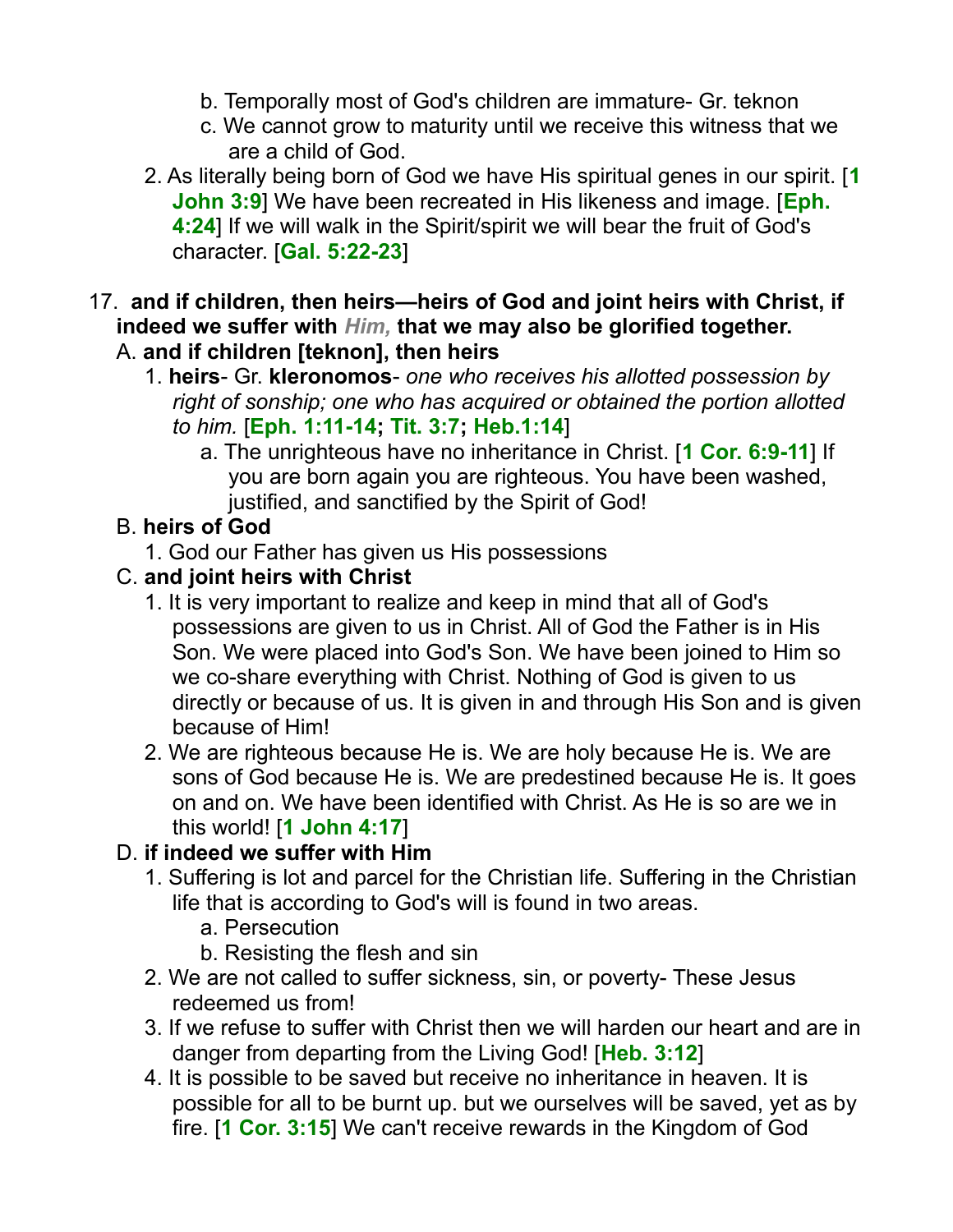b. Temporally most of God's children are immature- Gr. teknon
   c. We cannot grow to maturity until we receive this witness that we are a child of God.

2. As literally being born of God we have His spiritual genes in our spirit. [**1 John 3:9**] We have been recreated in His likeness and image. [**Eph. 4:24**] If we will walk in the Spirit/spirit we will bear the fruit of God's character. [**Gal. 5:22-23**]

17. **and if children, then heirs—heirs of God and joint heirs with Christ, if indeed we suffer with *Him,* that we may also be glorified together.**

   A. **and if children [teknon], then heirs**

      1. **heirs**- Gr. **kleronomos**- *one who receives his allotted possession by right of sonship; one who has acquired or obtained the portion allotted to him.* [**Eph. 1:11-14; Tit. 3:7; Heb.1:14**]

         a. The unrighteous have no inheritance in Christ. [**1 Cor. 6:9-11**] If you are born again you are righteous. You have been washed, justified, and sanctified by the Spirit of God!

   B. **heirs of God**

      1. God our Father has given us His possessions

   C. **and joint heirs with Christ**

      1. It is very important to realize and keep in mind that all of God's possessions are given to us in Christ. All of God the Father is in His Son. We were placed into God's Son. We have been joined to Him so we co-share everything with Christ. Nothing of God is given to us directly or because of us. It is given in and through His Son and is given because of Him!

      2. We are righteous because He is. We are holy because He is. We are sons of God because He is. We are predestined because He is. It goes on and on. We have been identified with Christ. As He is so are we in this world! [**1 John 4:17**]

   D. **if indeed we suffer with Him**

      1. Suffering is lot and parcel for the Christian life. Suffering in the Christian life that is according to God's will is found in two areas.

         a. Persecution
         b. Resisting the flesh and sin

      2. We are not called to suffer sickness, sin, or poverty- These Jesus redeemed us from!

      3. If we refuse to suffer with Christ then we will harden our heart and are in danger from departing from the Living God! [**Heb. 3:12**]

      4. It is possible to be saved but receive no inheritance in heaven. It is possible for all to be burnt up. but we ourselves will be saved, yet as by fire. [**1 Cor. 3:15**] We can't receive rewards in the Kingdom of God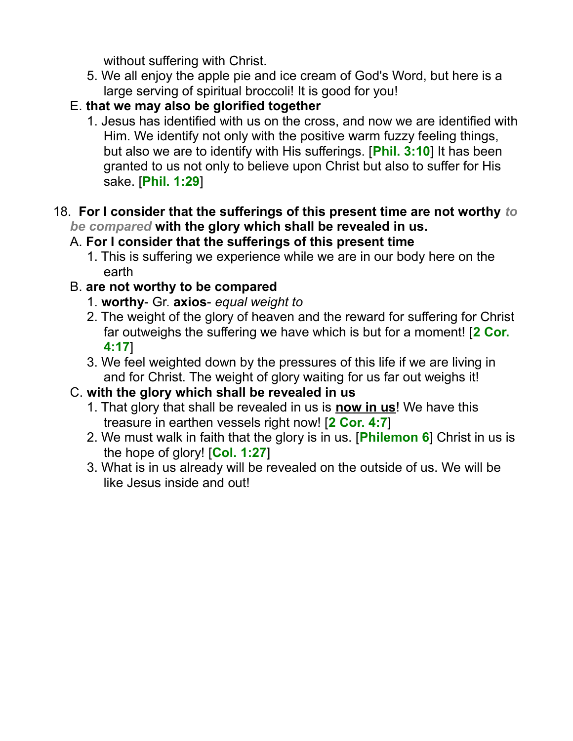without suffering with Christ.

5. We all enjoy the apple pie and ice cream of God's Word, but here is a large serving of spiritual broccoli! It is good for you!

E. **that we may also be glorified together**

1. Jesus has identified with us on the cross, and now we are identified with Him. We identify not only with the positive warm fuzzy feeling things, but also we are to identify with His sufferings. [**Phil. 3:10**] It has been granted to us not only to believe upon Christ but also to suffer for His sake. [**Phil. 1:29**]

18. **For I consider that the sufferings of this present time are not worthy** ***to be compared*** **with the glory which shall be revealed in us.**

A. **For I consider that the sufferings of this present time**

1. This is suffering we experience while we are in our body here on the earth

B. **are not worthy to be compared**

1. **worthy**- Gr. **axios**- *equal weight to*
2. The weight of the glory of heaven and the reward for suffering for Christ far outweighs the suffering we have which is but for a moment! [**2 Cor. 4:17**]
3. We feel weighted down by the pressures of this life if we are living in and for Christ. The weight of glory waiting for us far out weighs it!

C. **with the glory which shall be revealed in us**

1. That glory that shall be revealed in us is **now in us**! We have this treasure in earthen vessels right now! [**2 Cor. 4:7**]
2. We must walk in faith that the glory is in us. [**Philemon 6**] Christ in us is the hope of glory! [**Col. 1:27**]
3. What is in us already will be revealed on the outside of us. We will be like Jesus inside and out!